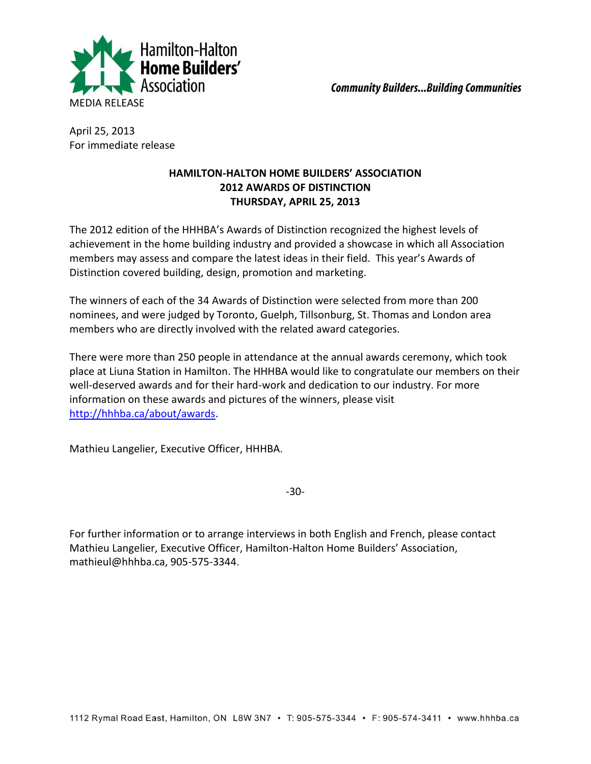Hamilton-Halton **Home Builders'** Association

*Community Builders...Building Communities*

MEDIA RELEASE

April 25, 2013
For immediate release

**HAMILTON-HALTON HOME BUILDERS' ASSOCIATION**
**2012 AWARDS OF DISTINCTION**
**THURSDAY, APRIL 25, 2013**

The 2012 edition of the HHHBA's Awards of Distinction recognized the highest levels of achievement in the home building industry and provided a showcase in which all Association members may assess and compare the latest ideas in their field. This year's Awards of Distinction covered building, design, promotion and marketing.

The winners of each of the 34 Awards of Distinction were selected from more than 200 nominees, and were judged by Toronto, Guelph, Tillsonburg, St. Thomas and London area members who are directly involved with the related award categories.

There were more than 250 people in attendance at the annual awards ceremony, which took place at Liuna Station in Hamilton. The HHHBA would like to congratulate our members on their well-deserved awards and for their hard-work and dedication to our industry. For more information on these awards and pictures of the winners, please visit http://hhhba.ca/about/awards.

Mathieu Langelier, Executive Officer, HHHBA.

-30-

For further information or to arrange interviews in both English and French, please contact Mathieu Langelier, Executive Officer, Hamilton-Halton Home Builders' Association, mathieul@hhhba.ca, 905-575-3344.

1112 Rymal Road East, Hamilton, ON L8W 3N7 • T: 905-575-3344 • F: 905-574-3411 • www.hhhba.ca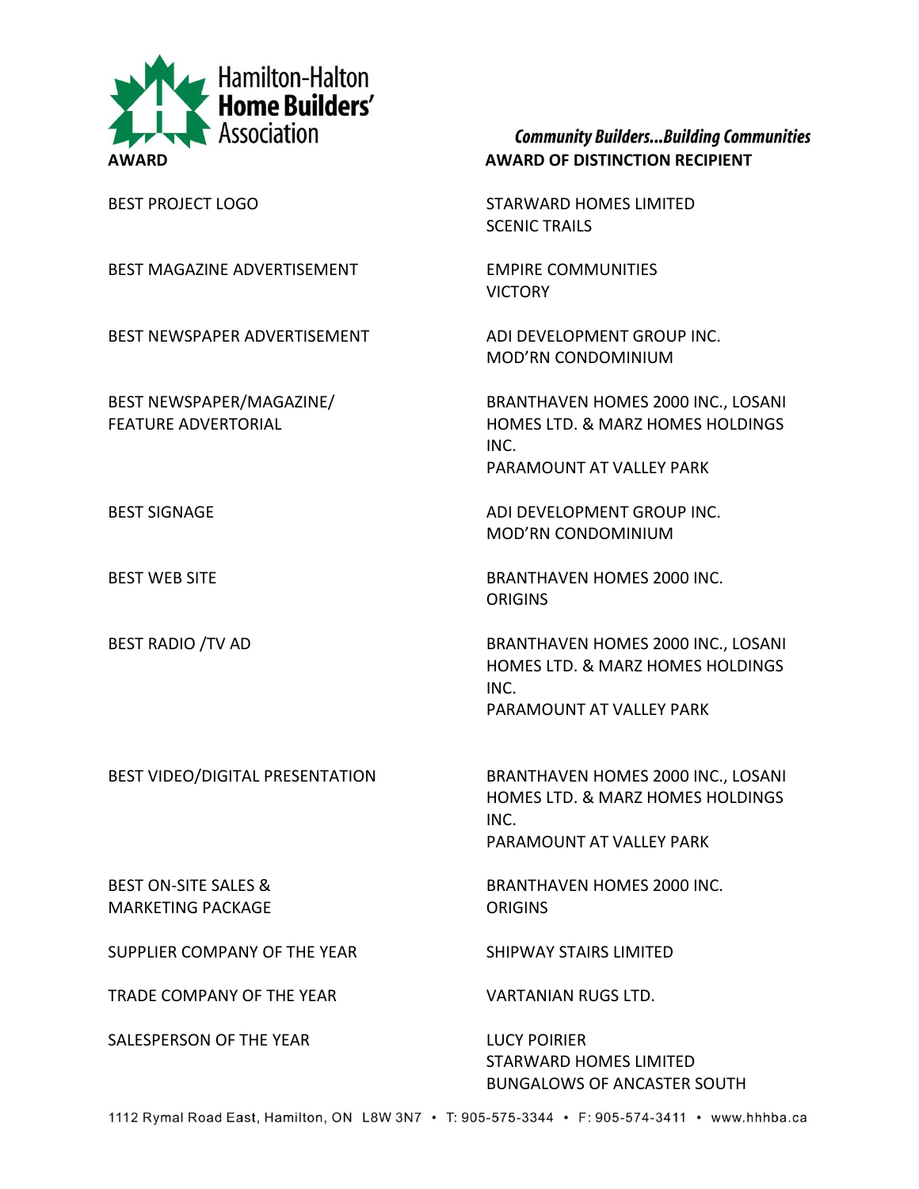Hamilton-Halton **Home Builders'** Association

***Community Builders...Building Communities***

| AWARD | AWARD OF DISTINCTION RECIPIENT |
|---|---|
| BEST PROJECT LOGO | STARWARD HOMES LIMITED<br>SCENIC TRAILS |
| BEST MAGAZINE ADVERTISEMENT | EMPIRE COMMUNITIES<br>VICTORY |
| BEST NEWSPAPER ADVERTISEMENT | ADI DEVELOPMENT GROUP INC.<br>MOD'RN CONDOMINIUM |
| BEST NEWSPAPER/MAGAZINE/ FEATURE ADVERTORIAL | BRANTHAVEN HOMES 2000 INC., LOSANI HOMES LTD. & MARZ HOMES HOLDINGS INC.<br>PARAMOUNT AT VALLEY PARK |
| BEST SIGNAGE | ADI DEVELOPMENT GROUP INC.<br>MOD'RN CONDOMINIUM |
| BEST WEB SITE | BRANTHAVEN HOMES 2000 INC.<br>ORIGINS |
| BEST RADIO /TV AD | BRANTHAVEN HOMES 2000 INC., LOSANI HOMES LTD. & MARZ HOMES HOLDINGS INC.<br>PARAMOUNT AT VALLEY PARK |
| BEST VIDEO/DIGITAL PRESENTATION | BRANTHAVEN HOMES 2000 INC., LOSANI HOMES LTD. & MARZ HOMES HOLDINGS INC.<br>PARAMOUNT AT VALLEY PARK |
| BEST ON-SITE SALES & MARKETING PACKAGE | BRANTHAVEN HOMES 2000 INC.<br>ORIGINS |
| SUPPLIER COMPANY OF THE YEAR | SHIPWAY STAIRS LIMITED |
| TRADE COMPANY OF THE YEAR | VARTANIAN RUGS LTD. |
| SALESPERSON OF THE YEAR | LUCY POIRIER<br>STARWARD HOMES LIMITED<br>BUNGALOWS OF ANCASTER SOUTH |

1112 Rymal Road East, Hamilton, ON L8W 3N7 • T: 905-575-3344 • F: 905-574-3411 • www.hhhba.ca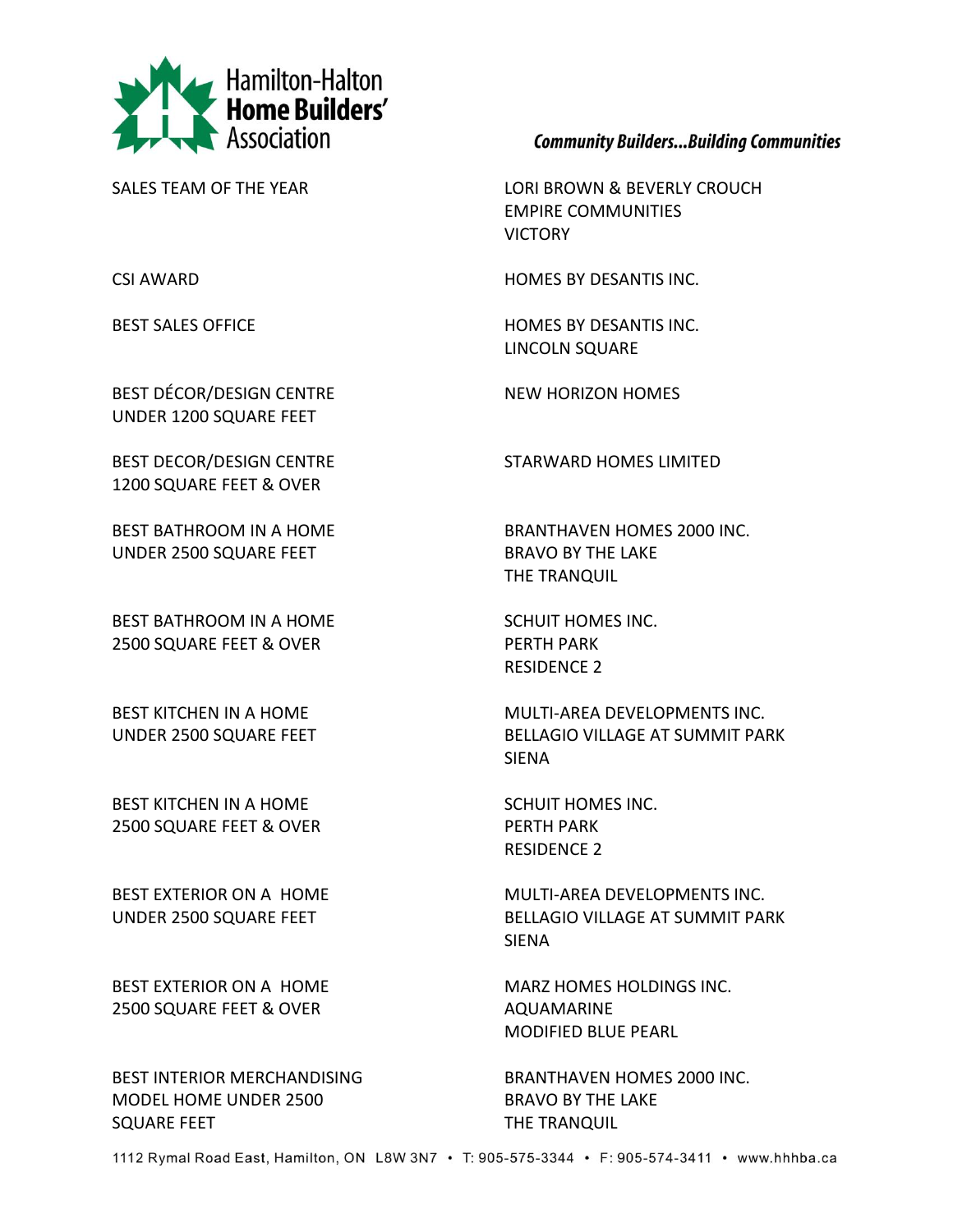**Hamilton-Halton Home Builders' Association**

***Community Builders...Building Communities***

| Award | Winner |
|---|---|
| SALES TEAM OF THE YEAR | LORI BROWN & BEVERLY CROUCH<br>EMPIRE COMMUNITIES<br>VICTORY |
| CSI AWARD | HOMES BY DESANTIS INC. |
| BEST SALES OFFICE | HOMES BY DESANTIS INC.<br>LINCOLN SQUARE |
| BEST DÉCOR/DESIGN CENTRE UNDER 1200 SQUARE FEET | NEW HORIZON HOMES |
| BEST DECOR/DESIGN CENTRE 1200 SQUARE FEET & OVER | STARWARD HOMES LIMITED |
| BEST BATHROOM IN A HOME UNDER 2500 SQUARE FEET | BRANTHAVEN HOMES 2000 INC.<br>BRAVO BY THE LAKE<br>THE TRANQUIL |
| BEST BATHROOM IN A HOME 2500 SQUARE FEET & OVER | SCHUIT HOMES INC.<br>PERTH PARK<br>RESIDENCE 2 |
| BEST KITCHEN IN A HOME UNDER 2500 SQUARE FEET | MULTI-AREA DEVELOPMENTS INC.<br>BELLAGIO VILLAGE AT SUMMIT PARK<br>SIENA |
| BEST KITCHEN IN A HOME 2500 SQUARE FEET & OVER | SCHUIT HOMES INC.<br>PERTH PARK<br>RESIDENCE 2 |
| BEST EXTERIOR ON A HOME UNDER 2500 SQUARE FEET | MULTI-AREA DEVELOPMENTS INC.<br>BELLAGIO VILLAGE AT SUMMIT PARK<br>SIENA |
| BEST EXTERIOR ON A HOME 2500 SQUARE FEET & OVER | MARZ HOMES HOLDINGS INC.<br>AQUAMARINE<br>MODIFIED BLUE PEARL |
| BEST INTERIOR MERCHANDISING MODEL HOME UNDER 2500 SQUARE FEET | BRANTHAVEN HOMES 2000 INC.<br>BRAVO BY THE LAKE<br>THE TRANQUIL |

1112 Rymal Road East, Hamilton, ON L8W 3N7 • T: 905-575-3344 • F: 905-574-3411 • www.hhhba.ca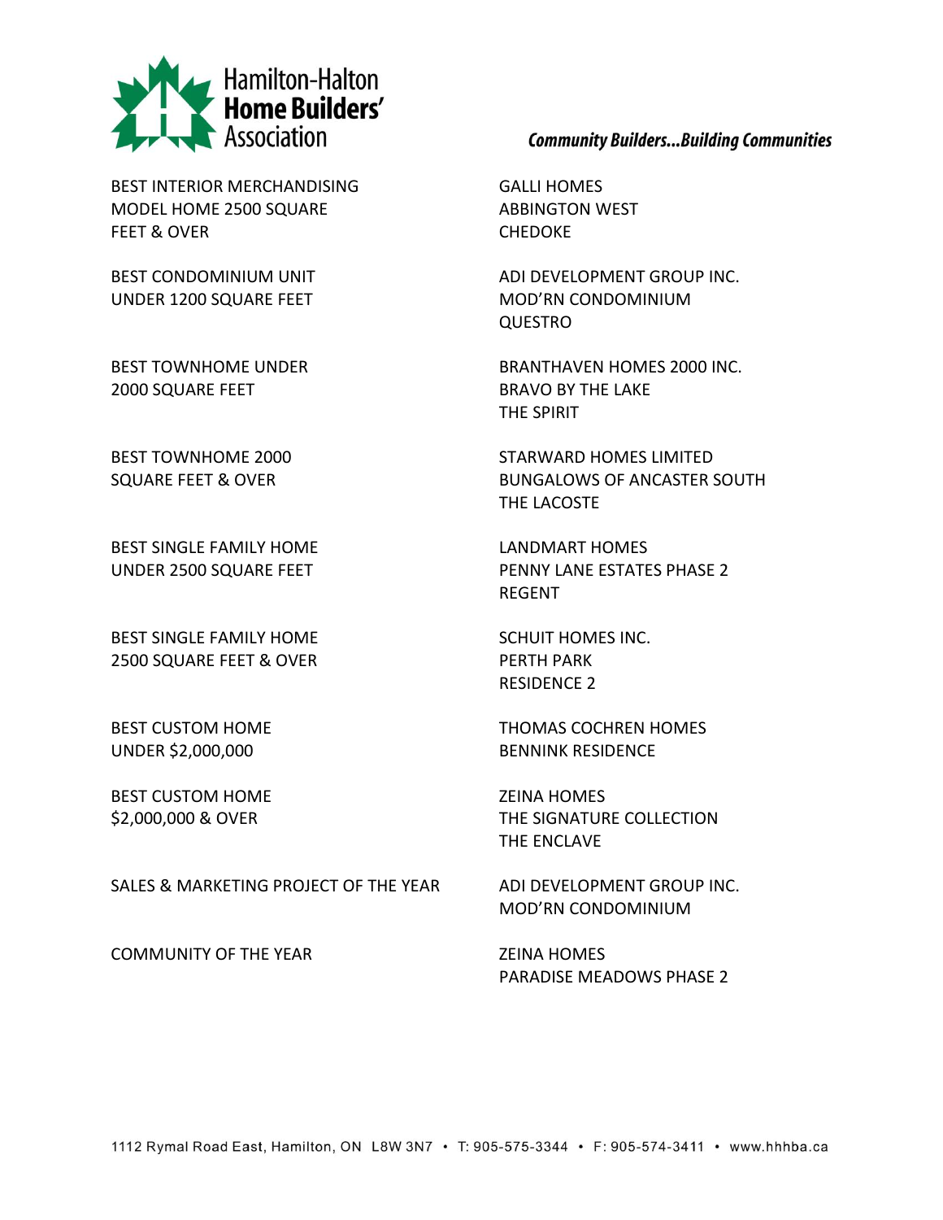| | |
|---|---|
| BEST INTERIOR MERCHANDISING MODEL HOME 2500 SQUARE FEET & OVER | GALLI HOMES<br>ABBINGTON WEST<br>CHEDOKE |
| BEST CONDOMINIUM UNIT UNDER 1200 SQUARE FEET | ADI DEVELOPMENT GROUP INC.<br>MOD'RN CONDOMINIUM<br>QUESTRO |
| BEST TOWNHOME UNDER 2000 SQUARE FEET | BRANTHAVEN HOMES 2000 INC.<br>BRAVO BY THE LAKE<br>THE SPIRIT |
| BEST TOWNHOME 2000 SQUARE FEET & OVER | STARWARD HOMES LIMITED<br>BUNGALOWS OF ANCASTER SOUTH<br>THE LACOSTE |
| BEST SINGLE FAMILY HOME UNDER 2500 SQUARE FEET | LANDMART HOMES<br>PENNY LANE ESTATES PHASE 2<br>REGENT |
| BEST SINGLE FAMILY HOME 2500 SQUARE FEET & OVER | SCHUIT HOMES INC.<br>PERTH PARK<br>RESIDENCE 2 |
| BEST CUSTOM HOME UNDER $2,000,000 | THOMAS COCHREN HOMES<br>BENNINK RESIDENCE |
| BEST CUSTOM HOME $2,000,000 & OVER | ZEINA HOMES<br>THE SIGNATURE COLLECTION<br>THE ENCLAVE |
| SALES & MARKETING PROJECT OF THE YEAR | ADI DEVELOPMENT GROUP INC.<br>MOD'RN CONDOMINIUM |
| COMMUNITY OF THE YEAR | ZEINA HOMES<br>PARADISE MEADOWS PHASE 2 |